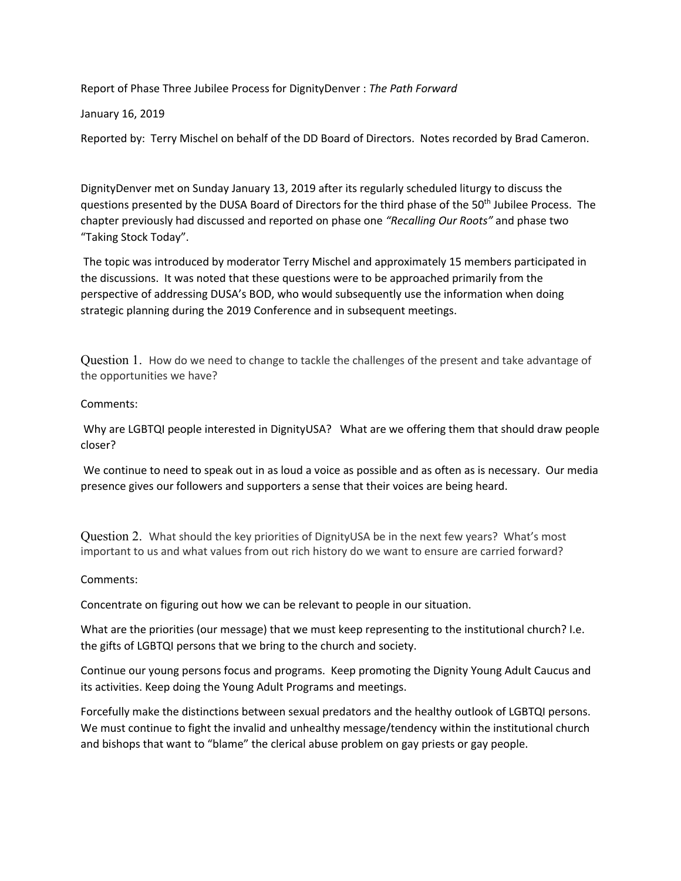Report of Phase Three Jubilee Process for DignityDenver : *The Path Forward*

January 16, 2019

Reported by: Terry Mischel on behalf of the DD Board of Directors. Notes recorded by Brad Cameron.

DignityDenver met on Sunday January 13, 2019 after its regularly scheduled liturgy to discuss the questions presented by the DUSA Board of Directors for the third phase of the 50th Jubilee Process. The chapter previously had discussed and reported on phase one *"Recalling Our Roots"* and phase two "Taking Stock Today".

The topic was introduced by moderator Terry Mischel and approximately 15 members participated in the discussions. It was noted that these questions were to be approached primarily from the perspective of addressing DUSA's BOD, who would subsequently use the information when doing strategic planning during the 2019 Conference and in subsequent meetings.

Question 1. How do we need to change to tackle the challenges of the present and take advantage of the opportunities we have?

Comments:

Why are LGBTQI people interested in DignityUSA? What are we offering them that should draw people closer?

We continue to need to speak out in as loud a voice as possible and as often as is necessary. Our media presence gives our followers and supporters a sense that their voices are being heard.

Question 2. What should the key priorities of DignityUSA be in the next few years? What's most important to us and what values from out rich history do we want to ensure are carried forward?

Comments:

Concentrate on figuring out how we can be relevant to people in our situation.

What are the priorities (our message) that we must keep representing to the institutional church? I.e. the gifts of LGBTQI persons that we bring to the church and society.

Continue our young persons focus and programs. Keep promoting the Dignity Young Adult Caucus and its activities. Keep doing the Young Adult Programs and meetings.

Forcefully make the distinctions between sexual predators and the healthy outlook of LGBTQI persons. We must continue to fight the invalid and unhealthy message/tendency within the institutional church and bishops that want to "blame" the clerical abuse problem on gay priests or gay people.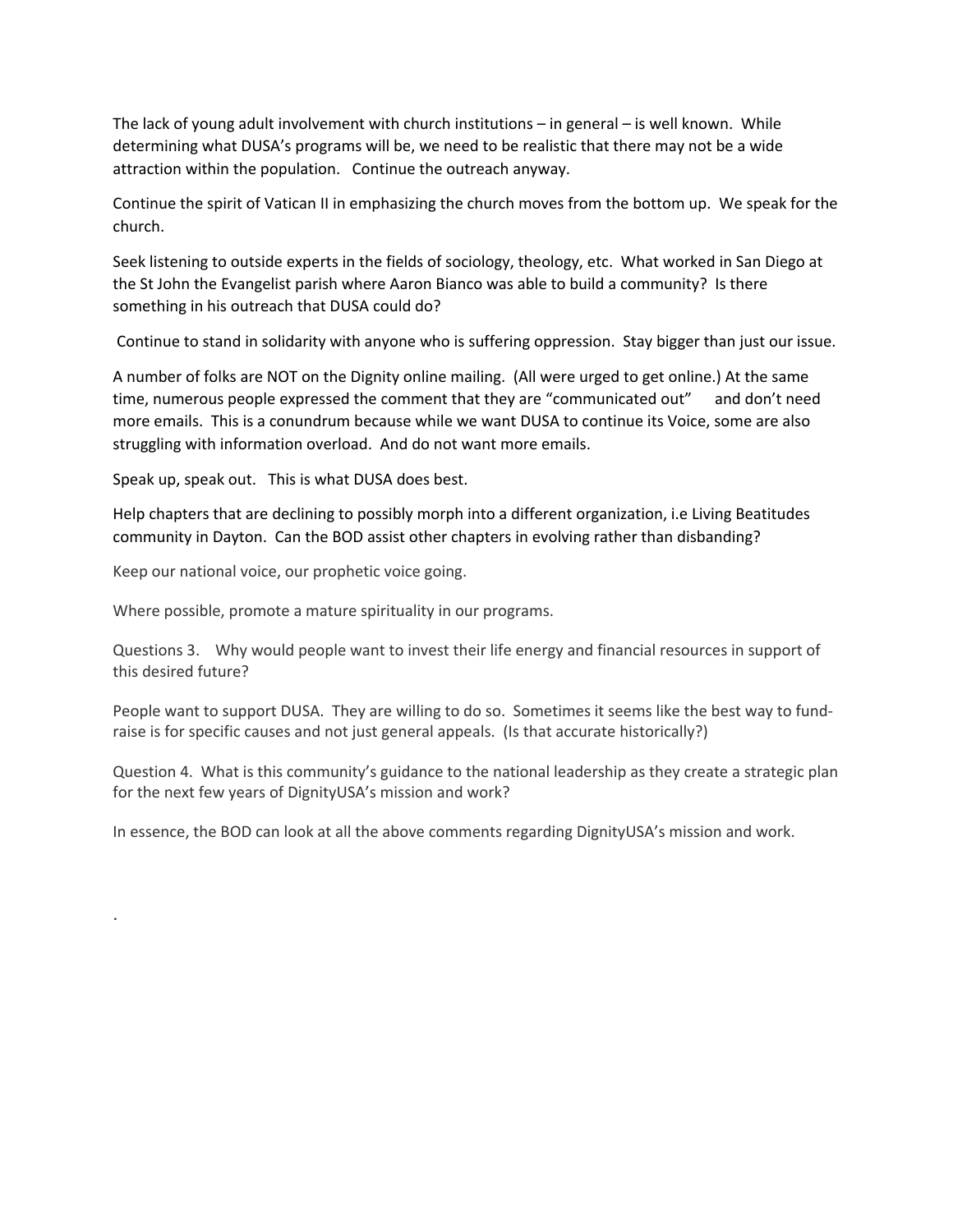The lack of young adult involvement with church institutions – in general – is well known. While determining what DUSA's programs will be, we need to be realistic that there may not be a wide attraction within the population. Continue the outreach anyway.

Continue the spirit of Vatican II in emphasizing the church moves from the bottom up. We speak for the church.

Seek listening to outside experts in the fields of sociology, theology, etc. What worked in San Diego at the St John the Evangelist parish where Aaron Bianco was able to build a community? Is there something in his outreach that DUSA could do?

Continue to stand in solidarity with anyone who is suffering oppression. Stay bigger than just our issue.

A number of folks are NOT on the Dignity online mailing. (All were urged to get online.) At the same time, numerous people expressed the comment that they are "communicated out" and don't need more emails. This is a conundrum because while we want DUSA to continue its Voice, some are also struggling with information overload. And do not want more emails.

Speak up, speak out. This is what DUSA does best.

Help chapters that are declining to possibly morph into a different organization, i.e Living Beatitudes community in Dayton. Can the BOD assist other chapters in evolving rather than disbanding?

Keep our national voice, our prophetic voice going.

Where possible, promote a mature spirituality in our programs.

Questions 3. Why would people want to invest their life energy and financial resources in support of this desired future?

People want to support DUSA. They are willing to do so. Sometimes it seems like the best way to fund-raise is for specific causes and not just general appeals. (Is that accurate historically?)

Question 4. What is this community's guidance to the national leadership as they create a strategic plan for the next few years of DignityUSA's mission and work?

In essence, the BOD can look at all the above comments regarding DignityUSA's mission and work.

.